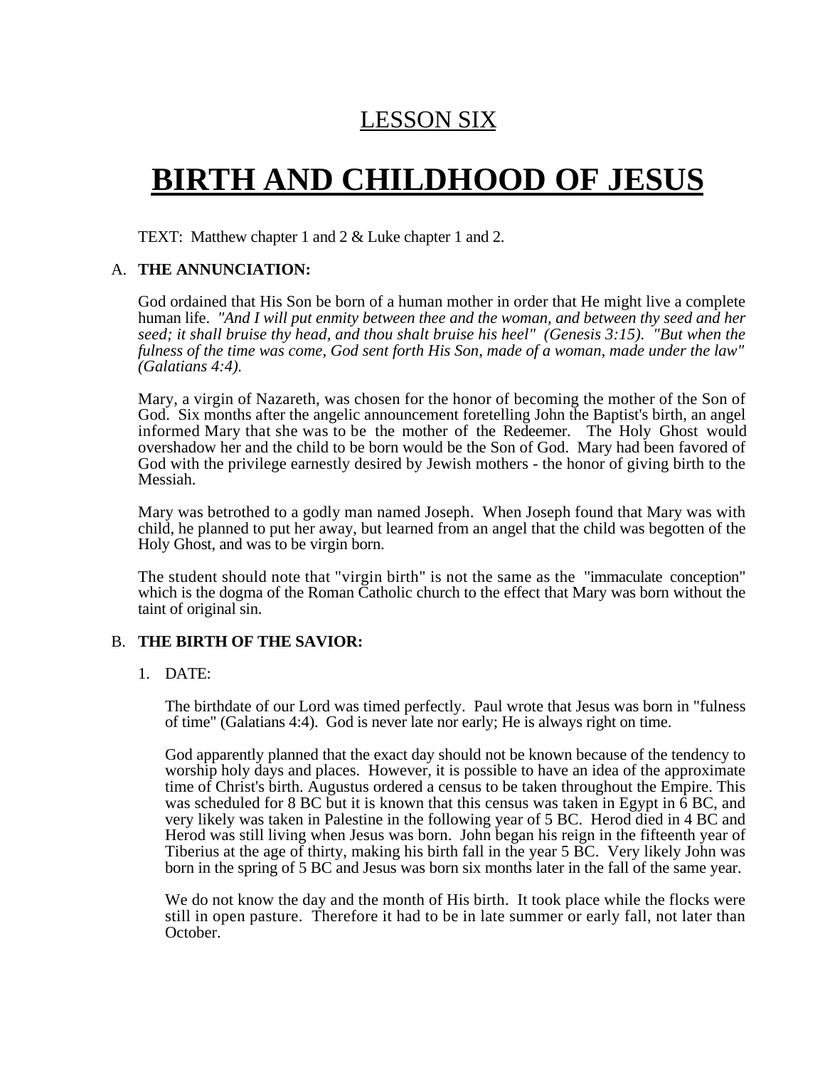## LESSON SIX

# BIRTH AND CHILDHOOD OF JESUS

TEXT: Matthew chapter 1 and 2 & Luke chapter 1 and 2.

A. **THE ANNUNCIATION:**

God ordained that His Son be born of a human mother in order that He might live a complete human life. *"And I will put enmity between thee and the woman, and between thy seed and her seed; it shall bruise thy head, and thou shalt bruise his heel" (Genesis 3:15). "But when the fulness of the time was come, God sent forth His Son, made of a woman, made under the law" (Galatians 4:4).*

Mary, a virgin of Nazareth, was chosen for the honor of becoming the mother of the Son of God. Six months after the angelic announcement foretelling John the Baptist's birth, an angel informed Mary that she was to be the mother of the Redeemer. The Holy Ghost would overshadow her and the child to be born would be the Son of God. Mary had been favored of God with the privilege earnestly desired by Jewish mothers - the honor of giving birth to the Messiah.

Mary was betrothed to a godly man named Joseph. When Joseph found that Mary was with child, he planned to put her away, but learned from an angel that the child was begotten of the Holy Ghost, and was to be virgin born.

The student should note that "virgin birth" is not the same as the "immaculate conception" which is the dogma of the Roman Catholic church to the effect that Mary was born without the taint of original sin.

B. **THE BIRTH OF THE SAVIOR:**

1. DATE:

   The birthdate of our Lord was timed perfectly. Paul wrote that Jesus was born in "fulness of time" (Galatians 4:4). God is never late nor early; He is always right on time.

   God apparently planned that the exact day should not be known because of the tendency to worship holy days and places. However, it is possible to have an idea of the approximate time of Christ's birth. Augustus ordered a census to be taken throughout the Empire. This was scheduled for 8 BC but it is known that this census was taken in Egypt in 6 BC, and very likely was taken in Palestine in the following year of 5 BC. Herod died in 4 BC and Herod was still living when Jesus was born. John began his reign in the fifteenth year of Tiberius at the age of thirty, making his birth fall in the year 5 BC. Very likely John was born in the spring of 5 BC and Jesus was born six months later in the fall of the same year.

   We do not know the day and the month of His birth. It took place while the flocks were still in open pasture. Therefore it had to be in late summer or early fall, not later than October.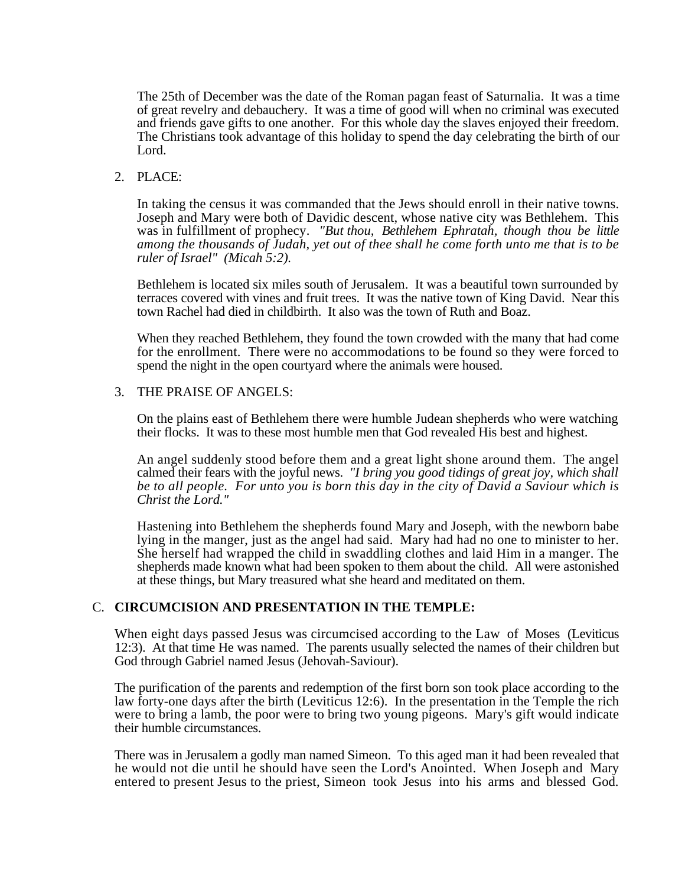The 25th of December was the date of the Roman pagan feast of Saturnalia. It was a time of great revelry and debauchery. It was a time of good will when no criminal was executed and friends gave gifts to one another. For this whole day the slaves enjoyed their freedom. The Christians took advantage of this holiday to spend the day celebrating the birth of our Lord.

2. PLACE:

   In taking the census it was commanded that the Jews should enroll in their native towns. Joseph and Mary were both of Davidic descent, whose native city was Bethlehem. This was in fulfillment of prophecy. *"But thou, Bethlehem Ephratah, though thou be little among the thousands of Judah, yet out of thee shall he come forth unto me that is to be ruler of Israel" (Micah 5:2).*

   Bethlehem is located six miles south of Jerusalem. It was a beautiful town surrounded by terraces covered with vines and fruit trees. It was the native town of King David. Near this town Rachel had died in childbirth. It also was the town of Ruth and Boaz.

   When they reached Bethlehem, they found the town crowded with the many that had come for the enrollment. There were no accommodations to be found so they were forced to spend the night in the open courtyard where the animals were housed.

3. THE PRAISE OF ANGELS:

   On the plains east of Bethlehem there were humble Judean shepherds who were watching their flocks. It was to these most humble men that God revealed His best and highest.

   An angel suddenly stood before them and a great light shone around them. The angel calmed their fears with the joyful news. *"I bring you good tidings of great joy, which shall be to all people. For unto you is born this day in the city of David a Saviour which is Christ the Lord."*

   Hastening into Bethlehem the shepherds found Mary and Joseph, with the newborn babe lying in the manger, just as the angel had said. Mary had had no one to minister to her. She herself had wrapped the child in swaddling clothes and laid Him in a manger. The shepherds made known what had been spoken to them about the child. All were astonished at these things, but Mary treasured what she heard and meditated on them.

## C. **CIRCUMCISION AND PRESENTATION IN THE TEMPLE:**

When eight days passed Jesus was circumcised according to the Law of Moses (Leviticus 12:3). At that time He was named. The parents usually selected the names of their children but God through Gabriel named Jesus (Jehovah-Saviour).

The purification of the parents and redemption of the first born son took place according to the law forty-one days after the birth (Leviticus 12:6). In the presentation in the Temple the rich were to bring a lamb, the poor were to bring two young pigeons. Mary's gift would indicate their humble circumstances.

There was in Jerusalem a godly man named Simeon. To this aged man it had been revealed that he would not die until he should have seen the Lord's Anointed. When Joseph and Mary entered to present Jesus to the priest, Simeon took Jesus into his arms and blessed God.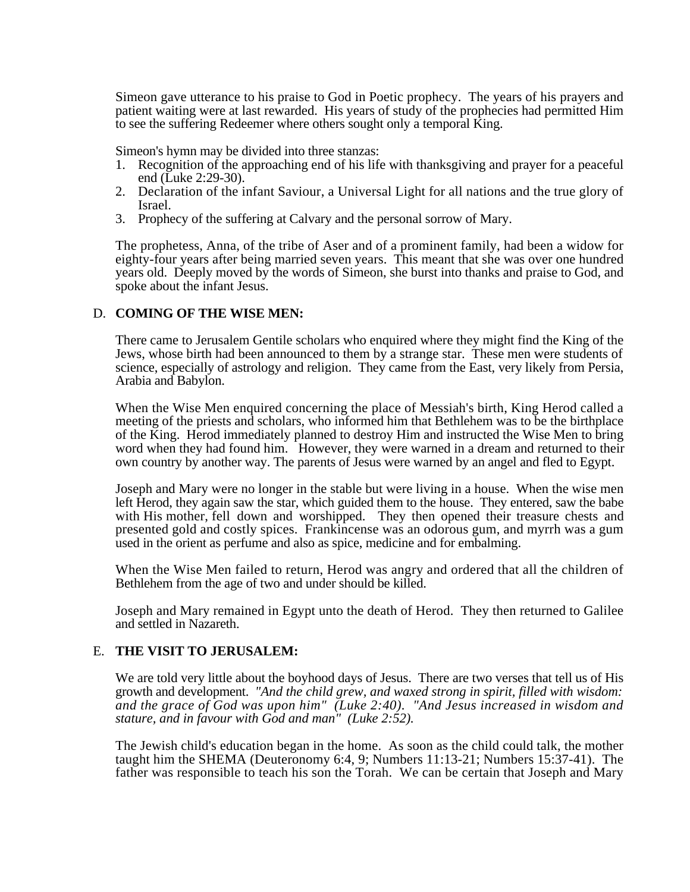Simeon gave utterance to his praise to God in Poetic prophecy. The years of his prayers and patient waiting were at last rewarded. His years of study of the prophecies had permitted Him to see the suffering Redeemer where others sought only a temporal King.

Simeon's hymn may be divided into three stanzas:

1. Recognition of the approaching end of his life with thanksgiving and prayer for a peaceful end (Luke 2:29-30).
2. Declaration of the infant Saviour, a Universal Light for all nations and the true glory of Israel.
3. Prophecy of the suffering at Calvary and the personal sorrow of Mary.

The prophetess, Anna, of the tribe of Aser and of a prominent family, had been a widow for eighty-four years after being married seven years. This meant that she was over one hundred years old. Deeply moved by the words of Simeon, she burst into thanks and praise to God, and spoke about the infant Jesus.

D. **COMING OF THE WISE MEN:**

There came to Jerusalem Gentile scholars who enquired where they might find the King of the Jews, whose birth had been announced to them by a strange star. These men were students of science, especially of astrology and religion. They came from the East, very likely from Persia, Arabia and Babylon.

When the Wise Men enquired concerning the place of Messiah's birth, King Herod called a meeting of the priests and scholars, who informed him that Bethlehem was to be the birthplace of the King. Herod immediately planned to destroy Him and instructed the Wise Men to bring word when they had found him. However, they were warned in a dream and returned to their own country by another way. The parents of Jesus were warned by an angel and fled to Egypt.

Joseph and Mary were no longer in the stable but were living in a house. When the wise men left Herod, they again saw the star, which guided them to the house. They entered, saw the babe with His mother, fell down and worshipped. They then opened their treasure chests and presented gold and costly spices. Frankincense was an odorous gum, and myrrh was a gum used in the orient as perfume and also as spice, medicine and for embalming.

When the Wise Men failed to return, Herod was angry and ordered that all the children of Bethlehem from the age of two and under should be killed.

Joseph and Mary remained in Egypt unto the death of Herod. They then returned to Galilee and settled in Nazareth.

E. **THE VISIT TO JERUSALEM:**

We are told very little about the boyhood days of Jesus. There are two verses that tell us of His growth and development. *"And the child grew, and waxed strong in spirit, filled with wisdom: and the grace of God was upon him" (Luke 2:40). "And Jesus increased in wisdom and stature, and in favour with God and man" (Luke 2:52).*

The Jewish child's education began in the home. As soon as the child could talk, the mother taught him the SHEMA (Deuteronomy 6:4, 9; Numbers 11:13-21; Numbers 15:37-41). The father was responsible to teach his son the Torah. We can be certain that Joseph and Mary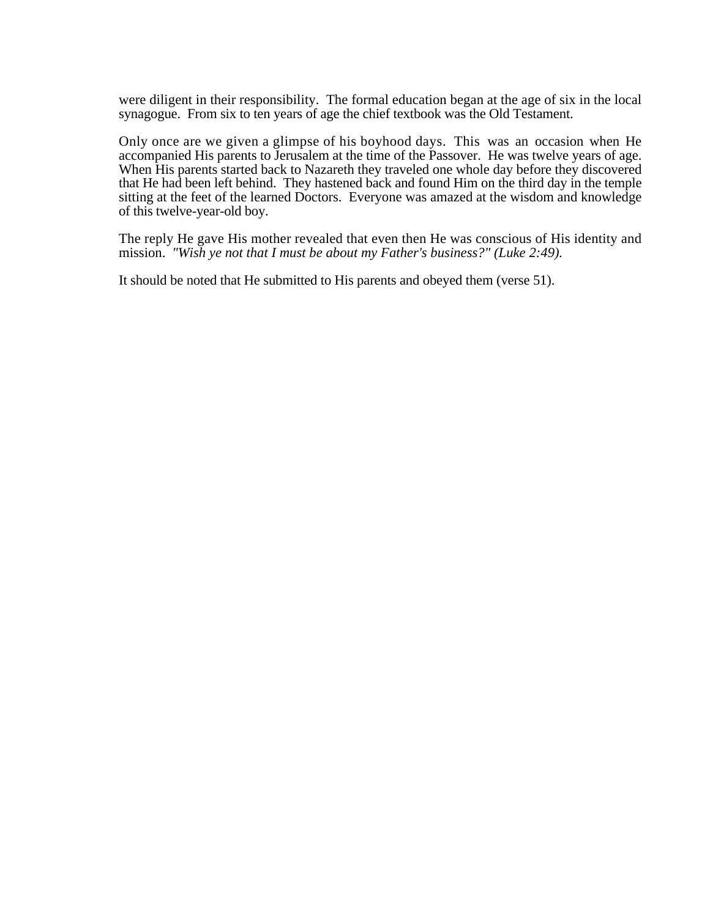were diligent in their responsibility. The formal education began at the age of six in the local synagogue. From six to ten years of age the chief textbook was the Old Testament.

Only once are we given a glimpse of his boyhood days. This was an occasion when He accompanied His parents to Jerusalem at the time of the Passover. He was twelve years of age. When His parents started back to Nazareth they traveled one whole day before they discovered that He had been left behind. They hastened back and found Him on the third day in the temple sitting at the feet of the learned Doctors. Everyone was amazed at the wisdom and knowledge of this twelve-year-old boy.

The reply He gave His mother revealed that even then He was conscious of His identity and mission. *"Wish ye not that I must be about my Father's business?" (Luke 2:49).*

It should be noted that He submitted to His parents and obeyed them (verse 51).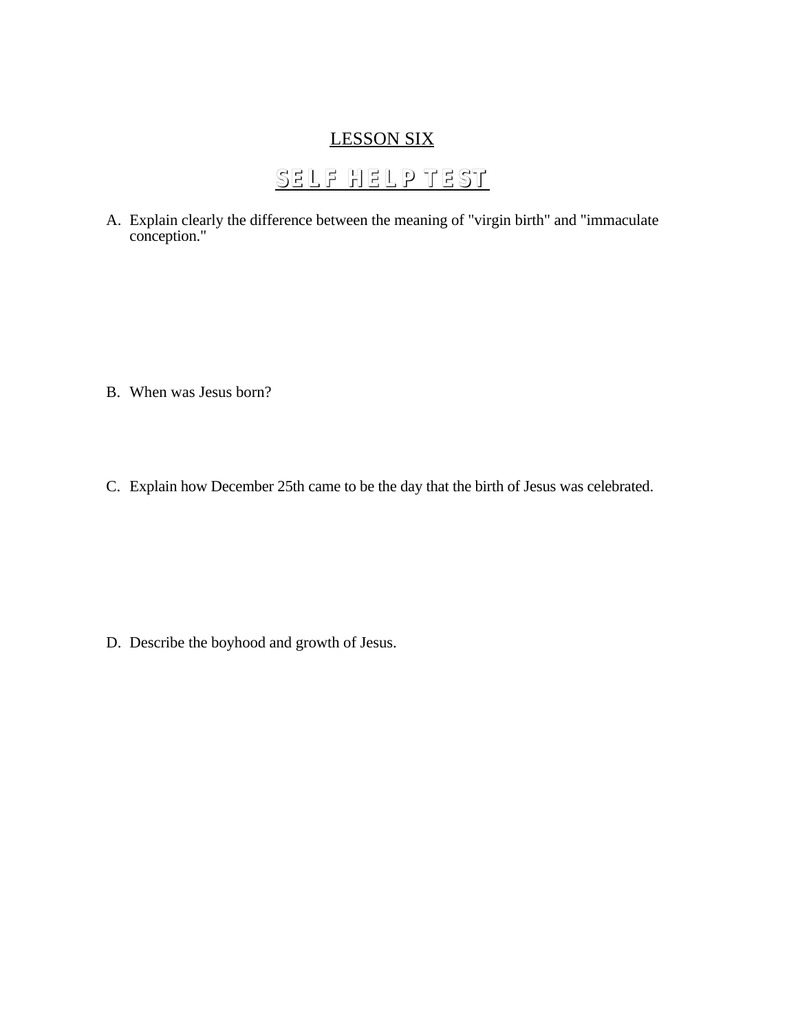# LESSON SIX

## SELF HELP TEST

A. Explain clearly the difference between the meaning of "virgin birth" and "immaculate conception."

B. When was Jesus born?

C. Explain how December 25th came to be the day that the birth of Jesus was celebrated.

D. Describe the boyhood and growth of Jesus.